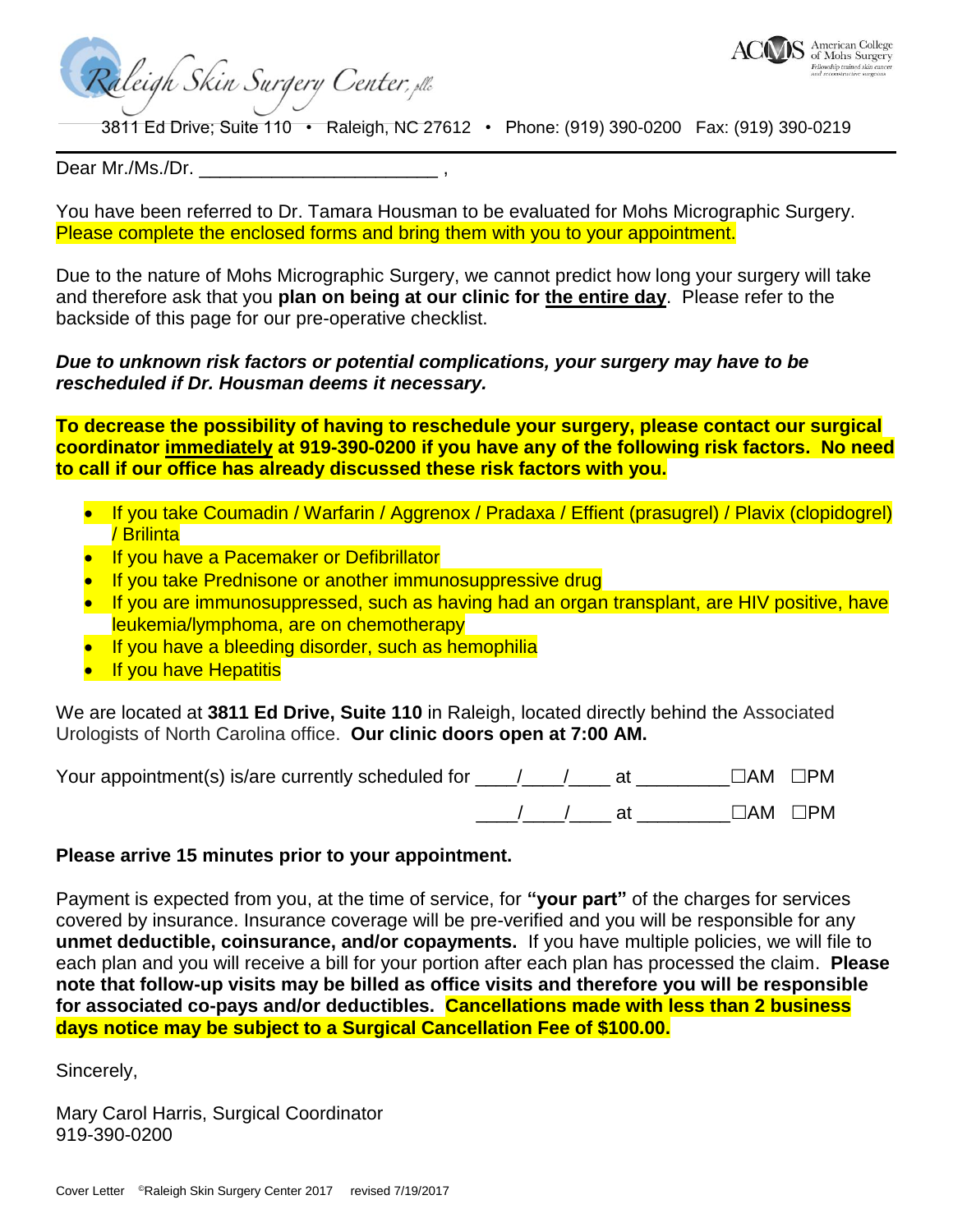Raleigh Skin Surgery Center, pllc

American College of Mohs Surgery
Fellowship trained skin cancer and reconstructive surgeons

3811 Ed Drive; Suite 110 • Raleigh, NC 27612 • Phone: (919) 390-0200 Fax: (919) 390-0219

---

Dear Mr./Ms./Dr. ________________________ ,

You have been referred to Dr. Tamara Housman to be evaluated for Mohs Micrographic Surgery. Please complete the enclosed forms and bring them with you to your appointment.

Due to the nature of Mohs Micrographic Surgery, we cannot predict how long your surgery will take and therefore ask that you **plan on being at our clinic for <u>the entire day</u>**. Please refer to the backside of this page for our pre-operative checklist.

***Due to unknown risk factors or potential complications, your surgery may have to be rescheduled if Dr. Housman deems it necessary.***

**To decrease the possibility of having to reschedule your surgery, please contact our surgical coordinator <u>immediately</u> at 919-390-0200 if you have any of the following risk factors. No need to call if our office has already discussed these risk factors with you.**

- If you take Coumadin / Warfarin / Aggrenox / Pradaxa / Effient (prasugrel) / Plavix (clopidogrel) / Brilinta
- If you have a Pacemaker or Defibrillator
- If you take Prednisone or another immunosuppressive drug
- If you are immunosuppressed, such as having had an organ transplant, are HIV positive, have leukemia/lymphoma, are on chemotherapy
- If you have a bleeding disorder, such as hemophilia
- If you have Hepatitis

We are located at **3811 Ed Drive, Suite 110** in Raleigh, located directly behind the Associated Urologists of North Carolina office. **Our clinic doors open at 7:00 AM.**

Your appointment(s) is/are currently scheduled for ____/____/____ at _________ ☐AM ☐PM

____/____/____ at _________ ☐AM ☐PM

**Please arrive 15 minutes prior to your appointment.**

Payment is expected from you, at the time of service, for **"your part"** of the charges for services covered by insurance. Insurance coverage will be pre-verified and you will be responsible for any **unmet deductible, coinsurance, and/or copayments.** If you have multiple policies, we will file to each plan and you will receive a bill for your portion after each plan has processed the claim. **Please note that follow-up visits may be billed as office visits and therefore you will be responsible for associated co-pays and/or deductibles. Cancellations made with less than 2 business days notice may be subject to a Surgical Cancellation Fee of $100.00.**

Sincerely,

Mary Carol Harris, Surgical Coordinator
919-390-0200

Cover Letter ©Raleigh Skin Surgery Center 2017 revised 7/19/2017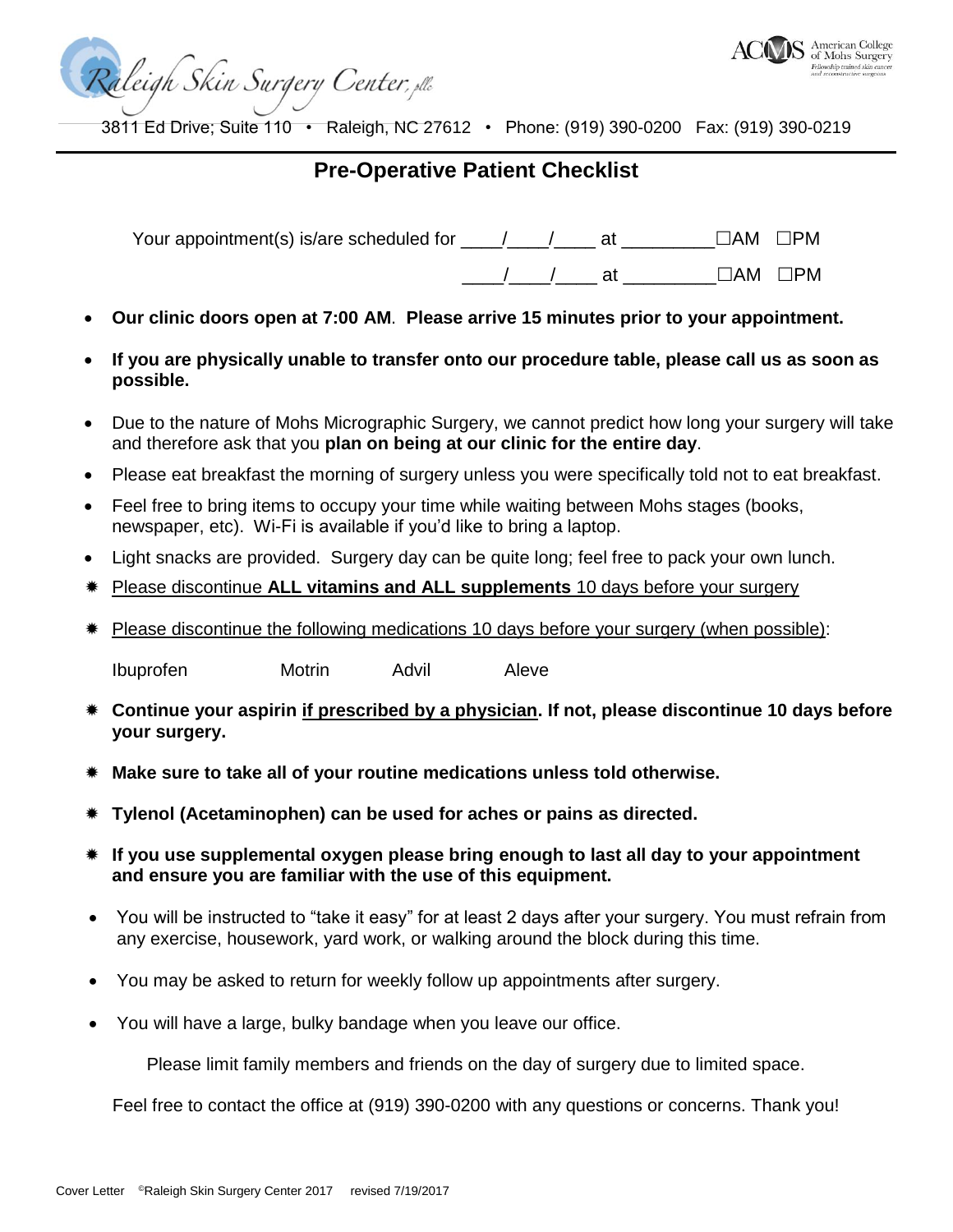Raleigh Skin Surgery Center, pllc

ACMS American College of Mohs Surgery
Fellowship trained skin cancer and reconstructive surgeons

3811 Ed Drive; Suite 110 • Raleigh, NC 27612 • Phone: (919) 390-0200 Fax: (919) 390-0219

## Pre-Operative Patient Checklist

Your appointment(s) is/are scheduled for ____/____/____ at _________ ☐AM ☐PM

____/____/____ at _________ ☐AM ☐PM

- **Our clinic doors open at 7:00 AM. Please arrive 15 minutes prior to your appointment.**
- **If you are physically unable to transfer onto our procedure table, please call us as soon as possible.**
- Due to the nature of Mohs Micrographic Surgery, we cannot predict how long your surgery will take and therefore ask that you **plan on being at our clinic for the entire day**.
- Please eat breakfast the morning of surgery unless you were specifically told not to eat breakfast.
- Feel free to bring items to occupy your time while waiting between Mohs stages (books, newspaper, etc). Wi-Fi is available if you'd like to bring a laptop.
- Light snacks are provided. Surgery day can be quite long; feel free to pack your own lunch.

✷ Please discontinue **ALL vitamins and ALL supplements** 10 days before your surgery

✷ Please discontinue the following medications 10 days before your surgery (when possible):

Ibuprofen Motrin Advil Aleve

✷ **Continue your aspirin if prescribed by a physician. If not, please discontinue 10 days before your surgery.**

✷ **Make sure to take all of your routine medications unless told otherwise.**

✷ **Tylenol (Acetaminophen) can be used for aches or pains as directed.**

✷ **If you use supplemental oxygen please bring enough to last all day to your appointment and ensure you are familiar with the use of this equipment.**

- You will be instructed to "take it easy" for at least 2 days after your surgery. You must refrain from any exercise, housework, yard work, or walking around the block during this time.
- You may be asked to return for weekly follow up appointments after surgery.
- You will have a large, bulky bandage when you leave our office.

Please limit family members and friends on the day of surgery due to limited space.

Feel free to contact the office at (919) 390-0200 with any questions or concerns. Thank you!

Cover Letter ©Raleigh Skin Surgery Center 2017 revised 7/19/2017